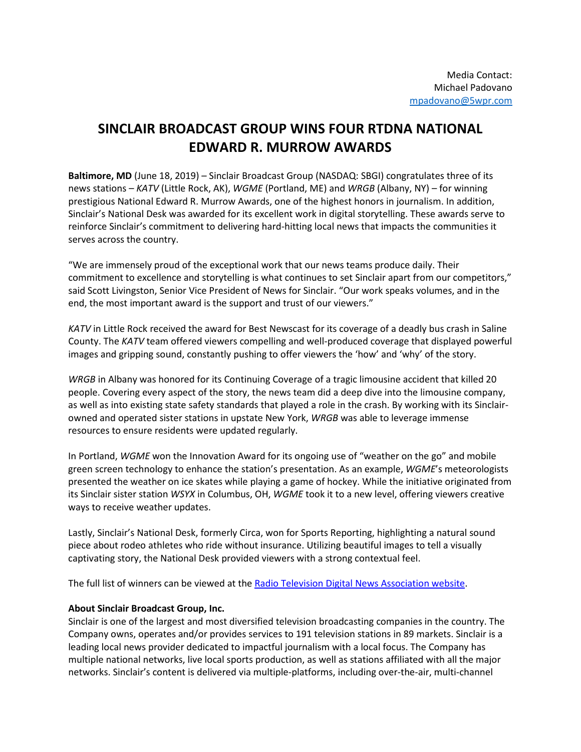Media Contact:
Michael Padovano
[mpadovano@5wpr.com](mailto:mpadovano@5wpr.com)

# SINCLAIR BROADCAST GROUP WINS FOUR RTDNA NATIONAL EDWARD R. MURROW AWARDS

**Baltimore, MD** (June 18, 2019) – Sinclair Broadcast Group (NASDAQ: SBGI) congratulates three of its news stations – *KATV* (Little Rock, AK), *WGME* (Portland, ME) and *WRGB* (Albany, NY) – for winning prestigious National Edward R. Murrow Awards, one of the highest honors in journalism. In addition, Sinclair's National Desk was awarded for its excellent work in digital storytelling. These awards serve to reinforce Sinclair's commitment to delivering hard-hitting local news that impacts the communities it serves across the country.

"We are immensely proud of the exceptional work that our news teams produce daily. Their commitment to excellence and storytelling is what continues to set Sinclair apart from our competitors," said Scott Livingston, Senior Vice President of News for Sinclair. "Our work speaks volumes, and in the end, the most important award is the support and trust of our viewers."

*KATV* in Little Rock received the award for Best Newscast for its coverage of a deadly bus crash in Saline County. The *KATV* team offered viewers compelling and well-produced coverage that displayed powerful images and gripping sound, constantly pushing to offer viewers the 'how' and 'why' of the story.

*WRGB* in Albany was honored for its Continuing Coverage of a tragic limousine accident that killed 20 people. Covering every aspect of the story, the news team did a deep dive into the limousine company, as well as into existing state safety standards that played a role in the crash. By working with its Sinclair-owned and operated sister stations in upstate New York, *WRGB* was able to leverage immense resources to ensure residents were updated regularly.

In Portland, *WGME* won the Innovation Award for its ongoing use of "weather on the go" and mobile green screen technology to enhance the station's presentation. As an example, *WGME*'s meteorologists presented the weather on ice skates while playing a game of hockey. While the initiative originated from its Sinclair sister station *WSYX* in Columbus, OH, *WGME* took it to a new level, offering viewers creative ways to receive weather updates.

Lastly, Sinclair's National Desk, formerly Circa, won for Sports Reporting, highlighting a natural sound piece about rodeo athletes who ride without insurance. Utilizing beautiful images to tell a visually captivating story, the National Desk provided viewers with a strong contextual feel.

The full list of winners can be viewed at the [Radio Television Digital News Association website](https://www.rtdna.org).

**About Sinclair Broadcast Group, Inc.**

Sinclair is one of the largest and most diversified television broadcasting companies in the country. The Company owns, operates and/or provides services to 191 television stations in 89 markets. Sinclair is a leading local news provider dedicated to impactful journalism with a local focus. The Company has multiple national networks, live local sports production, as well as stations affiliated with all the major networks. Sinclair's content is delivered via multiple-platforms, including over-the-air, multi-channel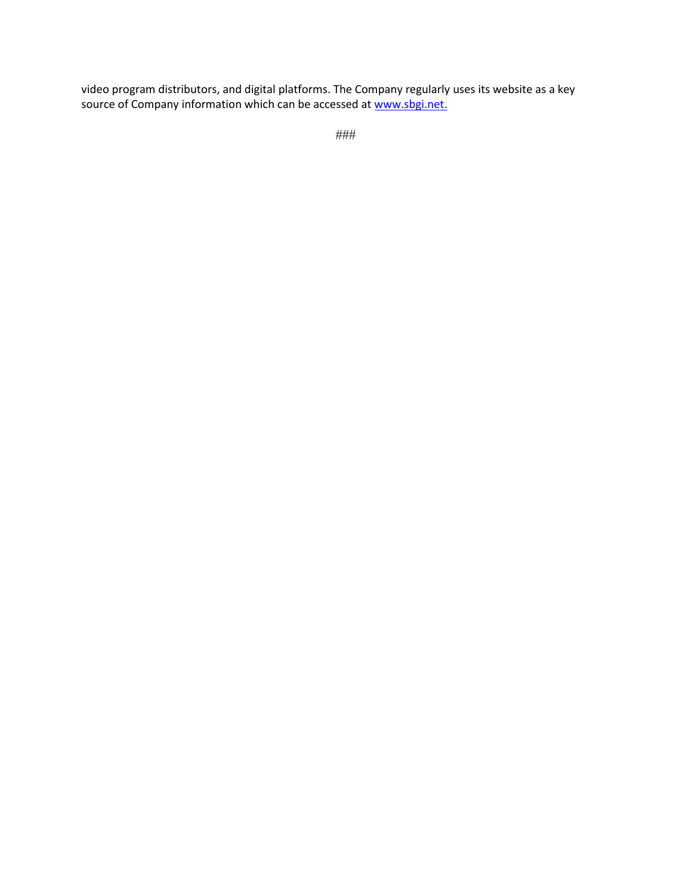video program distributors, and digital platforms. The Company regularly uses its website as a key source of Company information which can be accessed at [www.sbgi.net.](http://www.sbgi.net)

###